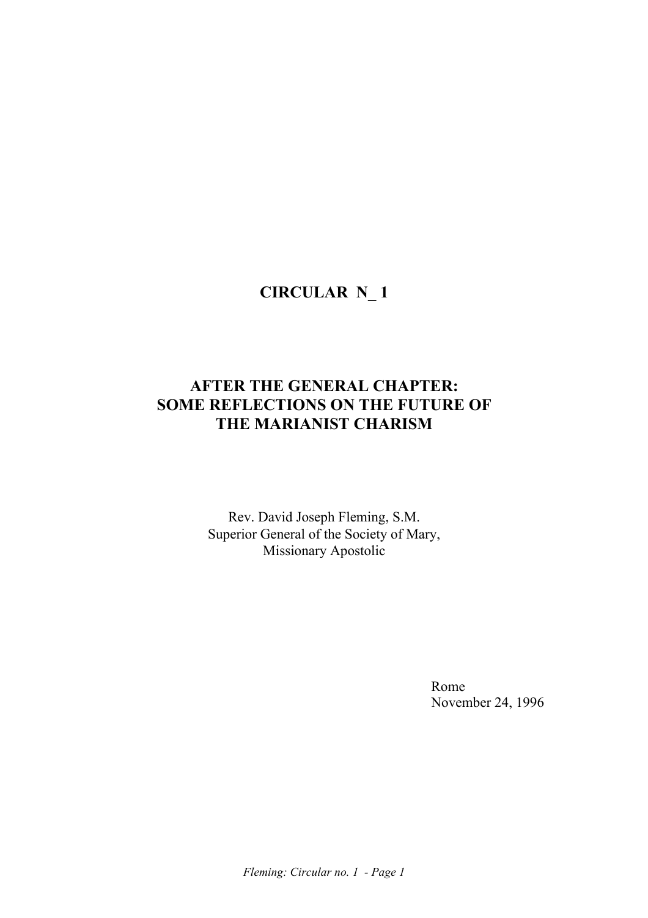# CIRCULAR N_ 1

## AFTER THE GENERAL CHAPTER: SOME REFLECTIONS ON THE FUTURE OF THE MARIANIST CHARISM

Rev. David Joseph Fleming, S.M.
Superior General of the Society of Mary,
Missionary Apostolic

Rome
November 24, 1996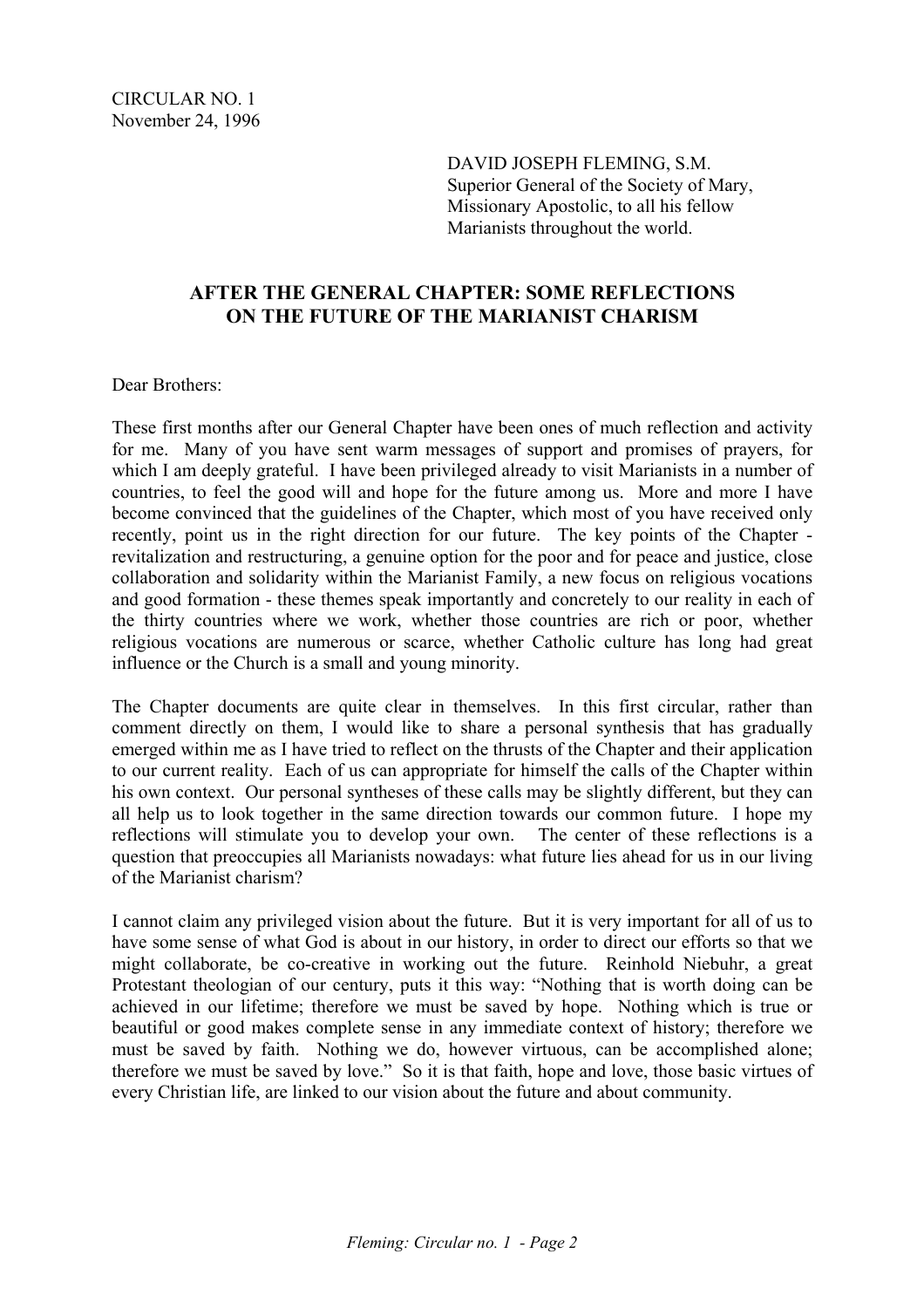CIRCULAR NO. 1
November 24, 1996

DAVID JOSEPH FLEMING, S.M.
Superior General of the Society of Mary,
Missionary Apostolic, to all his fellow
Marianists throughout the world.

## AFTER THE GENERAL CHAPTER: SOME REFLECTIONS ON THE FUTURE OF THE MARIANIST CHARISM

Dear Brothers:

These first months after our General Chapter have been ones of much reflection and activity for me. Many of you have sent warm messages of support and promises of prayers, for which I am deeply grateful. I have been privileged already to visit Marianists in a number of countries, to feel the good will and hope for the future among us. More and more I have become convinced that the guidelines of the Chapter, which most of you have received only recently, point us in the right direction for our future. The key points of the Chapter - revitalization and restructuring, a genuine option for the poor and for peace and justice, close collaboration and solidarity within the Marianist Family, a new focus on religious vocations and good formation - these themes speak importantly and concretely to our reality in each of the thirty countries where we work, whether those countries are rich or poor, whether religious vocations are numerous or scarce, whether Catholic culture has long had great influence or the Church is a small and young minority.

The Chapter documents are quite clear in themselves. In this first circular, rather than comment directly on them, I would like to share a personal synthesis that has gradually emerged within me as I have tried to reflect on the thrusts of the Chapter and their application to our current reality. Each of us can appropriate for himself the calls of the Chapter within his own context. Our personal syntheses of these calls may be slightly different, but they can all help us to look together in the same direction towards our common future. I hope my reflections will stimulate you to develop your own. The center of these reflections is a question that preoccupies all Marianists nowadays: what future lies ahead for us in our living of the Marianist charism?

I cannot claim any privileged vision about the future. But it is very important for all of us to have some sense of what God is about in our history, in order to direct our efforts so that we might collaborate, be co-creative in working out the future. Reinhold Niebuhr, a great Protestant theologian of our century, puts it this way: "Nothing that is worth doing can be achieved in our lifetime; therefore we must be saved by hope. Nothing which is true or beautiful or good makes complete sense in any immediate context of history; therefore we must be saved by faith. Nothing we do, however virtuous, can be accomplished alone; therefore we must be saved by love." So it is that faith, hope and love, those basic virtues of every Christian life, are linked to our vision about the future and about community.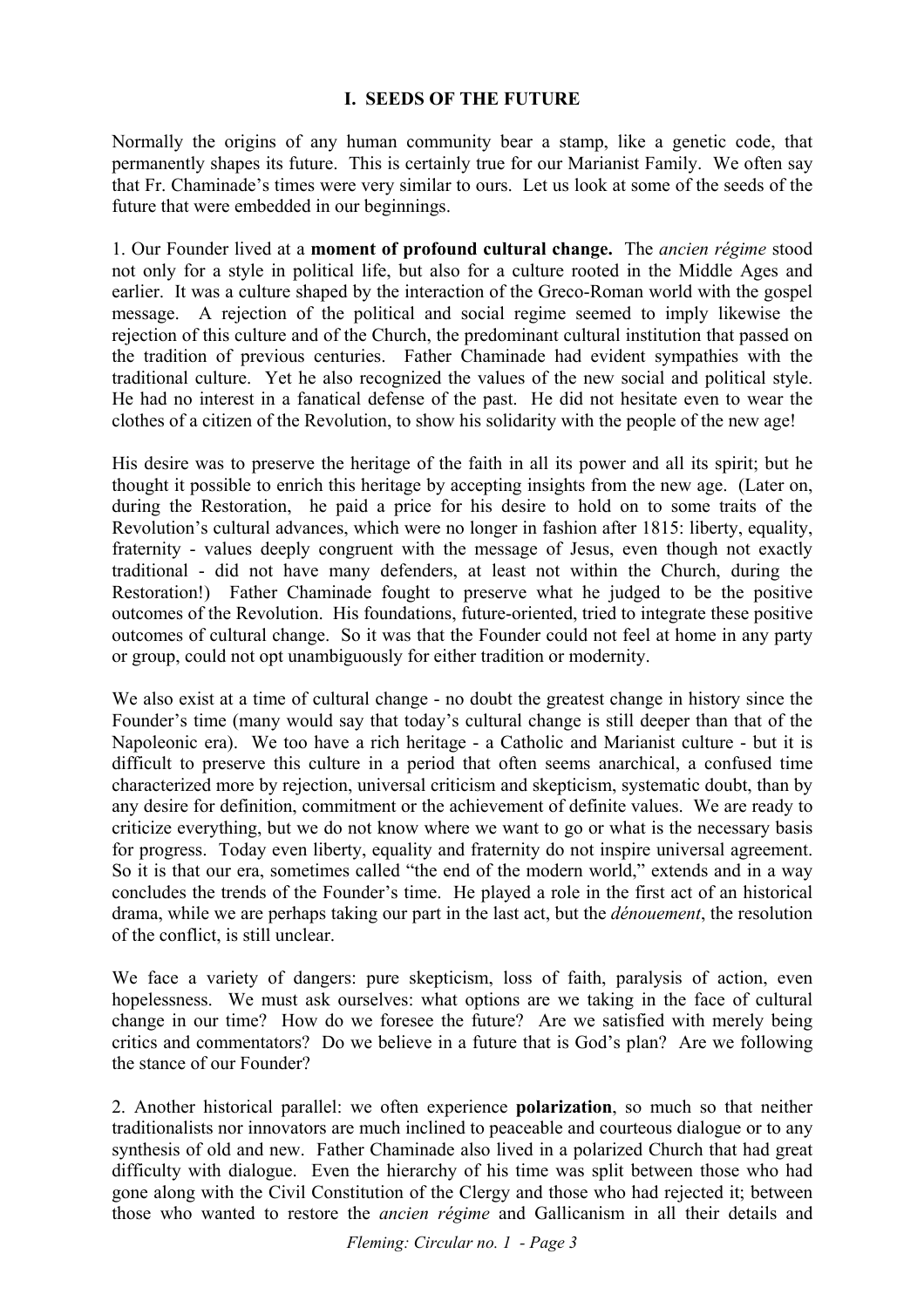## I. SEEDS OF THE FUTURE

Normally the origins of any human community bear a stamp, like a genetic code, that permanently shapes its future. This is certainly true for our Marianist Family. We often say that Fr. Chaminade's times were very similar to ours. Let us look at some of the seeds of the future that were embedded in our beginnings.

1. Our Founder lived at a **moment of profound cultural change.** The *ancien régime* stood not only for a style in political life, but also for a culture rooted in the Middle Ages and earlier. It was a culture shaped by the interaction of the Greco-Roman world with the gospel message. A rejection of the political and social regime seemed to imply likewise the rejection of this culture and of the Church, the predominant cultural institution that passed on the tradition of previous centuries. Father Chaminade had evident sympathies with the traditional culture. Yet he also recognized the values of the new social and political style. He had no interest in a fanatical defense of the past. He did not hesitate even to wear the clothes of a citizen of the Revolution, to show his solidarity with the people of the new age!

His desire was to preserve the heritage of the faith in all its power and all its spirit; but he thought it possible to enrich this heritage by accepting insights from the new age. (Later on, during the Restoration, he paid a price for his desire to hold on to some traits of the Revolution's cultural advances, which were no longer in fashion after 1815: liberty, equality, fraternity - values deeply congruent with the message of Jesus, even though not exactly traditional - did not have many defenders, at least not within the Church, during the Restoration!) Father Chaminade fought to preserve what he judged to be the positive outcomes of the Revolution. His foundations, future-oriented, tried to integrate these positive outcomes of cultural change. So it was that the Founder could not feel at home in any party or group, could not opt unambiguously for either tradition or modernity.

We also exist at a time of cultural change - no doubt the greatest change in history since the Founder's time (many would say that today's cultural change is still deeper than that of the Napoleonic era). We too have a rich heritage - a Catholic and Marianist culture - but it is difficult to preserve this culture in a period that often seems anarchical, a confused time characterized more by rejection, universal criticism and skepticism, systematic doubt, than by any desire for definition, commitment or the achievement of definite values. We are ready to criticize everything, but we do not know where we want to go or what is the necessary basis for progress. Today even liberty, equality and fraternity do not inspire universal agreement. So it is that our era, sometimes called "the end of the modern world," extends and in a way concludes the trends of the Founder's time. He played a role in the first act of an historical drama, while we are perhaps taking our part in the last act, but the *dénouement*, the resolution of the conflict, is still unclear.

We face a variety of dangers: pure skepticism, loss of faith, paralysis of action, even hopelessness. We must ask ourselves: what options are we taking in the face of cultural change in our time? How do we foresee the future? Are we satisfied with merely being critics and commentators? Do we believe in a future that is God's plan? Are we following the stance of our Founder?

2. Another historical parallel: we often experience **polarization**, so much so that neither traditionalists nor innovators are much inclined to peaceable and courteous dialogue or to any synthesis of old and new. Father Chaminade also lived in a polarized Church that had great difficulty with dialogue. Even the hierarchy of his time was split between those who had gone along with the Civil Constitution of the Clergy and those who had rejected it; between those who wanted to restore the *ancien régime* and Gallicanism in all their details and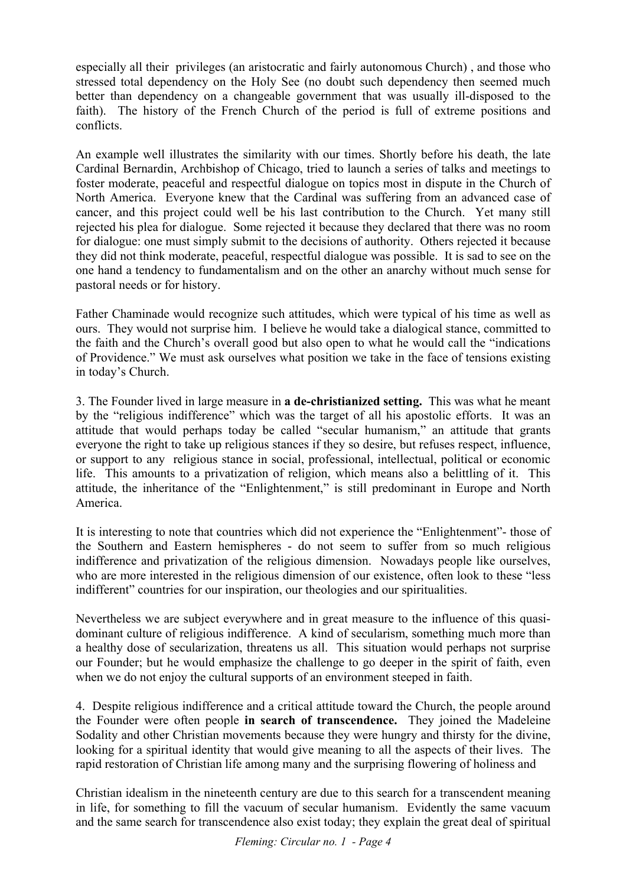especially all their privileges (an aristocratic and fairly autonomous Church) , and those who stressed total dependency on the Holy See (no doubt such dependency then seemed much better than dependency on a changeable government that was usually ill-disposed to the faith). The history of the French Church of the period is full of extreme positions and conflicts.

An example well illustrates the similarity with our times. Shortly before his death, the late Cardinal Bernardin, Archbishop of Chicago, tried to launch a series of talks and meetings to foster moderate, peaceful and respectful dialogue on topics most in dispute in the Church of North America. Everyone knew that the Cardinal was suffering from an advanced case of cancer, and this project could well be his last contribution to the Church. Yet many still rejected his plea for dialogue. Some rejected it because they declared that there was no room for dialogue: one must simply submit to the decisions of authority. Others rejected it because they did not think moderate, peaceful, respectful dialogue was possible. It is sad to see on the one hand a tendency to fundamentalism and on the other an anarchy without much sense for pastoral needs or for history.

Father Chaminade would recognize such attitudes, which were typical of his time as well as ours. They would not surprise him. I believe he would take a dialogical stance, committed to the faith and the Church's overall good but also open to what he would call the "indications of Providence." We must ask ourselves what position we take in the face of tensions existing in today's Church.

3. The Founder lived in large measure in **a de-christianized setting.** This was what he meant by the "religious indifference" which was the target of all his apostolic efforts. It was an attitude that would perhaps today be called "secular humanism," an attitude that grants everyone the right to take up religious stances if they so desire, but refuses respect, influence, or support to any religious stance in social, professional, intellectual, political or economic life. This amounts to a privatization of religion, which means also a belittling of it. This attitude, the inheritance of the "Enlightenment," is still predominant in Europe and North America.

It is interesting to note that countries which did not experience the "Enlightenment"- those of the Southern and Eastern hemispheres - do not seem to suffer from so much religious indifference and privatization of the religious dimension. Nowadays people like ourselves, who are more interested in the religious dimension of our existence, often look to these "less indifferent" countries for our inspiration, our theologies and our spiritualities.

Nevertheless we are subject everywhere and in great measure to the influence of this quasi-dominant culture of religious indifference. A kind of secularism, something much more than a healthy dose of secularization, threatens us all. This situation would perhaps not surprise our Founder; but he would emphasize the challenge to go deeper in the spirit of faith, even when we do not enjoy the cultural supports of an environment steeped in faith.

4. Despite religious indifference and a critical attitude toward the Church, the people around the Founder were often people **in search of transcendence.** They joined the Madeleine Sodality and other Christian movements because they were hungry and thirsty for the divine, looking for a spiritual identity that would give meaning to all the aspects of their lives. The rapid restoration of Christian life among many and the surprising flowering of holiness and Christian idealism in the nineteenth century are due to this search for a transcendent meaning in life, for something to fill the vacuum of secular humanism. Evidently the same vacuum and the same search for transcendence also exist today; they explain the great deal of spiritual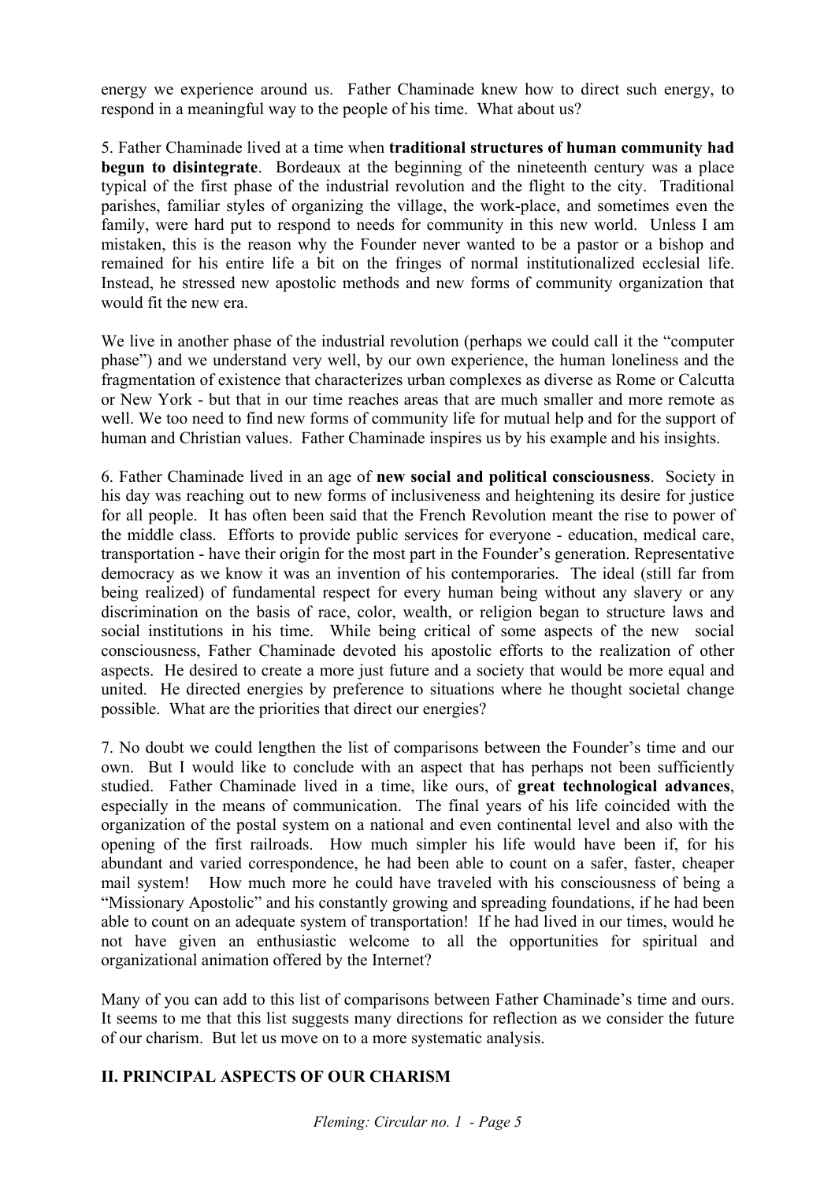energy we experience around us. Father Chaminade knew how to direct such energy, to respond in a meaningful way to the people of his time. What about us?

5. Father Chaminade lived at a time when **traditional structures of human community had begun to disintegrate**. Bordeaux at the beginning of the nineteenth century was a place typical of the first phase of the industrial revolution and the flight to the city. Traditional parishes, familiar styles of organizing the village, the work-place, and sometimes even the family, were hard put to respond to needs for community in this new world. Unless I am mistaken, this is the reason why the Founder never wanted to be a pastor or a bishop and remained for his entire life a bit on the fringes of normal institutionalized ecclesial life. Instead, he stressed new apostolic methods and new forms of community organization that would fit the new era.

We live in another phase of the industrial revolution (perhaps we could call it the "computer phase") and we understand very well, by our own experience, the human loneliness and the fragmentation of existence that characterizes urban complexes as diverse as Rome or Calcutta or New York - but that in our time reaches areas that are much smaller and more remote as well. We too need to find new forms of community life for mutual help and for the support of human and Christian values. Father Chaminade inspires us by his example and his insights.

6. Father Chaminade lived in an age of **new social and political consciousness**. Society in his day was reaching out to new forms of inclusiveness and heightening its desire for justice for all people. It has often been said that the French Revolution meant the rise to power of the middle class. Efforts to provide public services for everyone - education, medical care, transportation - have their origin for the most part in the Founder's generation. Representative democracy as we know it was an invention of his contemporaries. The ideal (still far from being realized) of fundamental respect for every human being without any slavery or any discrimination on the basis of race, color, wealth, or religion began to structure laws and social institutions in his time. While being critical of some aspects of the new social consciousness, Father Chaminade devoted his apostolic efforts to the realization of other aspects. He desired to create a more just future and a society that would be more equal and united. He directed energies by preference to situations where he thought societal change possible. What are the priorities that direct our energies?

7. No doubt we could lengthen the list of comparisons between the Founder's time and our own. But I would like to conclude with an aspect that has perhaps not been sufficiently studied. Father Chaminade lived in a time, like ours, of **great technological advances**, especially in the means of communication. The final years of his life coincided with the organization of the postal system on a national and even continental level and also with the opening of the first railroads. How much simpler his life would have been if, for his abundant and varied correspondence, he had been able to count on a safer, faster, cheaper mail system! How much more he could have traveled with his consciousness of being a "Missionary Apostolic" and his constantly growing and spreading foundations, if he had been able to count on an adequate system of transportation! If he had lived in our times, would he not have given an enthusiastic welcome to all the opportunities for spiritual and organizational animation offered by the Internet?

Many of you can add to this list of comparisons between Father Chaminade's time and ours. It seems to me that this list suggests many directions for reflection as we consider the future of our charism. But let us move on to a more systematic analysis.

## II. PRINCIPAL ASPECTS OF OUR CHARISM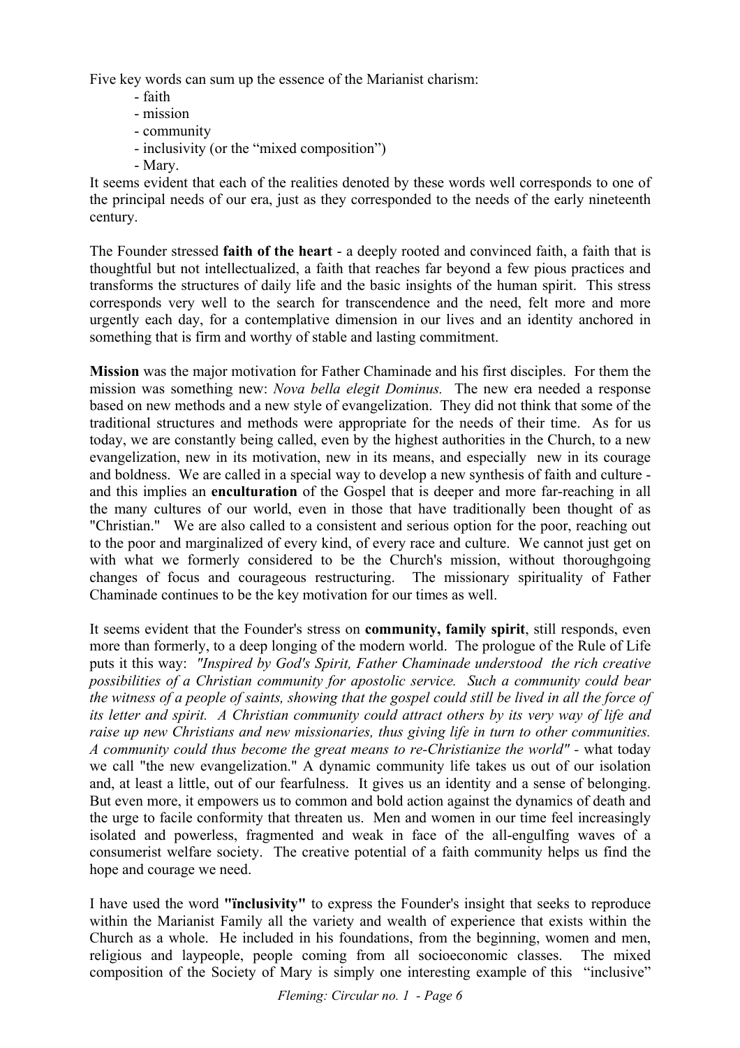Five key words can sum up the essence of the Marianist charism:

- faith
- mission
- community
- inclusivity (or the "mixed composition")
- Mary.

It seems evident that each of the realities denoted by these words well corresponds to one of the principal needs of our era, just as they corresponded to the needs of the early nineteenth century.

The Founder stressed **faith of the heart** - a deeply rooted and convinced faith, a faith that is thoughtful but not intellectualized, a faith that reaches far beyond a few pious practices and transforms the structures of daily life and the basic insights of the human spirit. This stress corresponds very well to the search for transcendence and the need, felt more and more urgently each day, for a contemplative dimension in our lives and an identity anchored in something that is firm and worthy of stable and lasting commitment.

**Mission** was the major motivation for Father Chaminade and his first disciples. For them the mission was something new: *Nova bella elegit Dominus.* The new era needed a response based on new methods and a new style of evangelization. They did not think that some of the traditional structures and methods were appropriate for the needs of their time. As for us today, we are constantly being called, even by the highest authorities in the Church, to a new evangelization, new in its motivation, new in its means, and especially new in its courage and boldness. We are called in a special way to develop a new synthesis of faith and culture - and this implies an **enculturation** of the Gospel that is deeper and more far-reaching in all the many cultures of our world, even in those that have traditionally been thought of as "Christian." We are also called to a consistent and serious option for the poor, reaching out to the poor and marginalized of every kind, of every race and culture. We cannot just get on with what we formerly considered to be the Church's mission, without thoroughgoing changes of focus and courageous restructuring. The missionary spirituality of Father Chaminade continues to be the key motivation for our times as well.

It seems evident that the Founder's stress on **community, family spirit**, still responds, even more than formerly, to a deep longing of the modern world. The prologue of the Rule of Life puts it this way: *"Inspired by God's Spirit, Father Chaminade understood the rich creative possibilities of a Christian community for apostolic service. Such a community could bear the witness of a people of saints, showing that the gospel could still be lived in all the force of its letter and spirit. A Christian community could attract others by its very way of life and raise up new Christians and new missionaries, thus giving life in turn to other communities. A community could thus become the great means to re-Christianize the world"* - what today we call "the new evangelization." A dynamic community life takes us out of our isolation and, at least a little, out of our fearfulness. It gives us an identity and a sense of belonging. But even more, it empowers us to common and bold action against the dynamics of death and the urge to facile conformity that threaten us. Men and women in our time feel increasingly isolated and powerless, fragmented and weak in face of the all-engulfing waves of a consumerist welfare society. The creative potential of a faith community helps us find the hope and courage we need.

I have used the word **"ïnclusivity"** to express the Founder's insight that seeks to reproduce within the Marianist Family all the variety and wealth of experience that exists within the Church as a whole. He included in his foundations, from the beginning, women and men, religious and laypeople, people coming from all socioeconomic classes. The mixed composition of the Society of Mary is simply one interesting example of this "inclusive"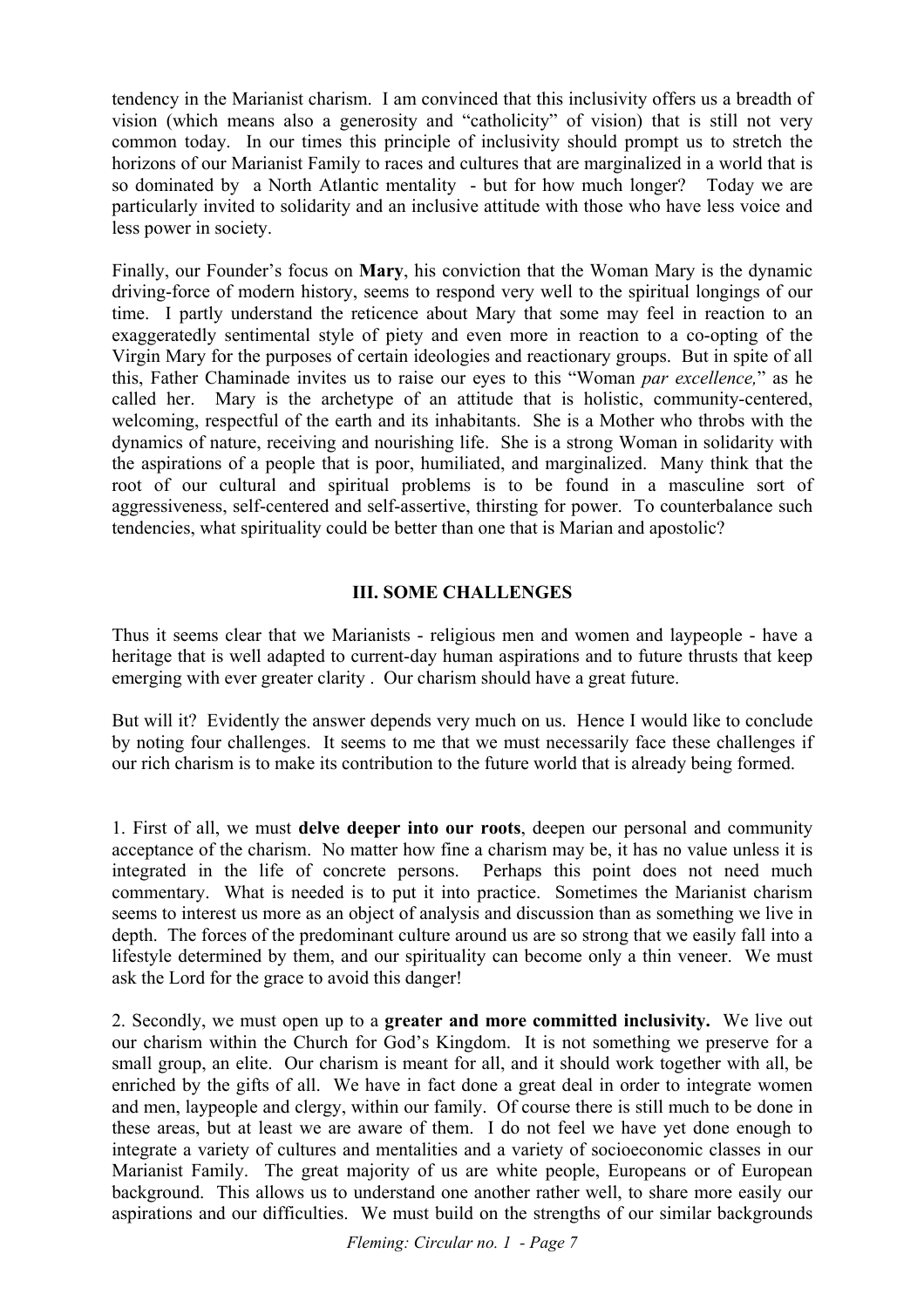tendency in the Marianist charism. I am convinced that this inclusivity offers us a breadth of vision (which means also a generosity and "catholicity" of vision) that is still not very common today. In our times this principle of inclusivity should prompt us to stretch the horizons of our Marianist Family to races and cultures that are marginalized in a world that is so dominated by a North Atlantic mentality - but for how much longer? Today we are particularly invited to solidarity and an inclusive attitude with those who have less voice and less power in society.

Finally, our Founder's focus on **Mary**, his conviction that the Woman Mary is the dynamic driving-force of modern history, seems to respond very well to the spiritual longings of our time. I partly understand the reticence about Mary that some may feel in reaction to an exaggeratedly sentimental style of piety and even more in reaction to a co-opting of the Virgin Mary for the purposes of certain ideologies and reactionary groups. But in spite of all this, Father Chaminade invites us to raise our eyes to this "Woman *par excellence,*" as he called her. Mary is the archetype of an attitude that is holistic, community-centered, welcoming, respectful of the earth and its inhabitants. She is a Mother who throbs with the dynamics of nature, receiving and nourishing life. She is a strong Woman in solidarity with the aspirations of a people that is poor, humiliated, and marginalized. Many think that the root of our cultural and spiritual problems is to be found in a masculine sort of aggressiveness, self-centered and self-assertive, thirsting for power. To counterbalance such tendencies, what spirituality could be better than one that is Marian and apostolic?

## III. SOME CHALLENGES

Thus it seems clear that we Marianists - religious men and women and laypeople - have a heritage that is well adapted to current-day human aspirations and to future thrusts that keep emerging with ever greater clarity . Our charism should have a great future.

But will it? Evidently the answer depends very much on us. Hence I would like to conclude by noting four challenges. It seems to me that we must necessarily face these challenges if our rich charism is to make its contribution to the future world that is already being formed.

1. First of all, we must **delve deeper into our roots**, deepen our personal and community acceptance of the charism. No matter how fine a charism may be, it has no value unless it is integrated in the life of concrete persons. Perhaps this point does not need much commentary. What is needed is to put it into practice. Sometimes the Marianist charism seems to interest us more as an object of analysis and discussion than as something we live in depth. The forces of the predominant culture around us are so strong that we easily fall into a lifestyle determined by them, and our spirituality can become only a thin veneer. We must ask the Lord for the grace to avoid this danger!

2. Secondly, we must open up to a **greater and more committed inclusivity.** We live out our charism within the Church for God's Kingdom. It is not something we preserve for a small group, an elite. Our charism is meant for all, and it should work together with all, be enriched by the gifts of all. We have in fact done a great deal in order to integrate women and men, laypeople and clergy, within our family. Of course there is still much to be done in these areas, but at least we are aware of them. I do not feel we have yet done enough to integrate a variety of cultures and mentalities and a variety of socioeconomic classes in our Marianist Family. The great majority of us are white people, Europeans or of European background. This allows us to understand one another rather well, to share more easily our aspirations and our difficulties. We must build on the strengths of our similar backgrounds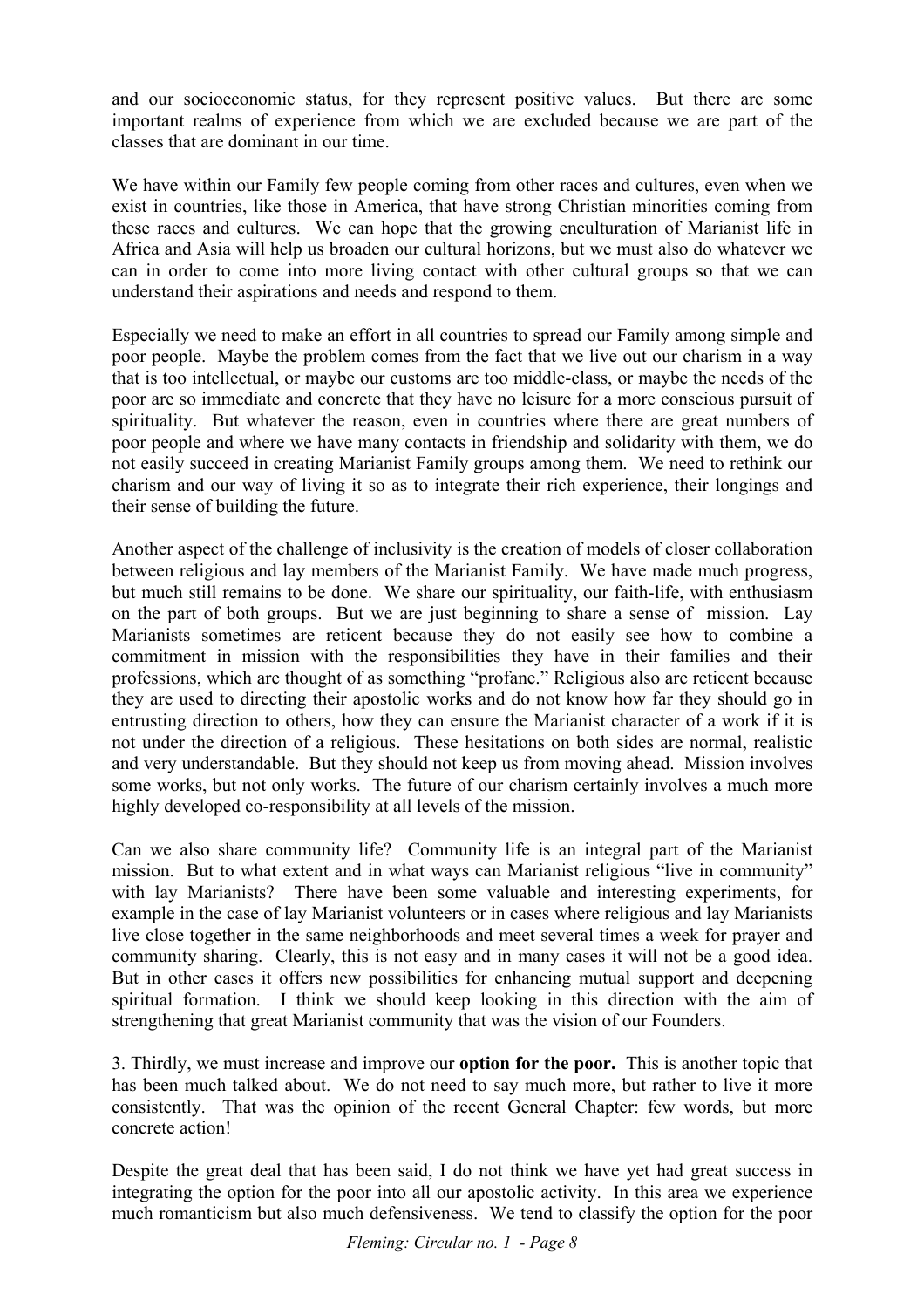and our socioeconomic status, for they represent positive values. But there are some important realms of experience from which we are excluded because we are part of the classes that are dominant in our time.

We have within our Family few people coming from other races and cultures, even when we exist in countries, like those in America, that have strong Christian minorities coming from these races and cultures. We can hope that the growing enculturation of Marianist life in Africa and Asia will help us broaden our cultural horizons, but we must also do whatever we can in order to come into more living contact with other cultural groups so that we can understand their aspirations and needs and respond to them.

Especially we need to make an effort in all countries to spread our Family among simple and poor people. Maybe the problem comes from the fact that we live out our charism in a way that is too intellectual, or maybe our customs are too middle-class, or maybe the needs of the poor are so immediate and concrete that they have no leisure for a more conscious pursuit of spirituality. But whatever the reason, even in countries where there are great numbers of poor people and where we have many contacts in friendship and solidarity with them, we do not easily succeed in creating Marianist Family groups among them. We need to rethink our charism and our way of living it so as to integrate their rich experience, their longings and their sense of building the future.

Another aspect of the challenge of inclusivity is the creation of models of closer collaboration between religious and lay members of the Marianist Family. We have made much progress, but much still remains to be done. We share our spirituality, our faith-life, with enthusiasm on the part of both groups. But we are just beginning to share a sense of mission. Lay Marianists sometimes are reticent because they do not easily see how to combine a commitment in mission with the responsibilities they have in their families and their professions, which are thought of as something "profane." Religious also are reticent because they are used to directing their apostolic works and do not know how far they should go in entrusting direction to others, how they can ensure the Marianist character of a work if it is not under the direction of a religious. These hesitations on both sides are normal, realistic and very understandable. But they should not keep us from moving ahead. Mission involves some works, but not only works. The future of our charism certainly involves a much more highly developed co-responsibility at all levels of the mission.

Can we also share community life? Community life is an integral part of the Marianist mission. But to what extent and in what ways can Marianist religious "live in community" with lay Marianists? There have been some valuable and interesting experiments, for example in the case of lay Marianist volunteers or in cases where religious and lay Marianists live close together in the same neighborhoods and meet several times a week for prayer and community sharing. Clearly, this is not easy and in many cases it will not be a good idea. But in other cases it offers new possibilities for enhancing mutual support and deepening spiritual formation. I think we should keep looking in this direction with the aim of strengthening that great Marianist community that was the vision of our Founders.

3. Thirdly, we must increase and improve our **option for the poor.** This is another topic that has been much talked about. We do not need to say much more, but rather to live it more consistently. That was the opinion of the recent General Chapter: few words, but more concrete action!

Despite the great deal that has been said, I do not think we have yet had great success in integrating the option for the poor into all our apostolic activity. In this area we experience much romanticism but also much defensiveness. We tend to classify the option for the poor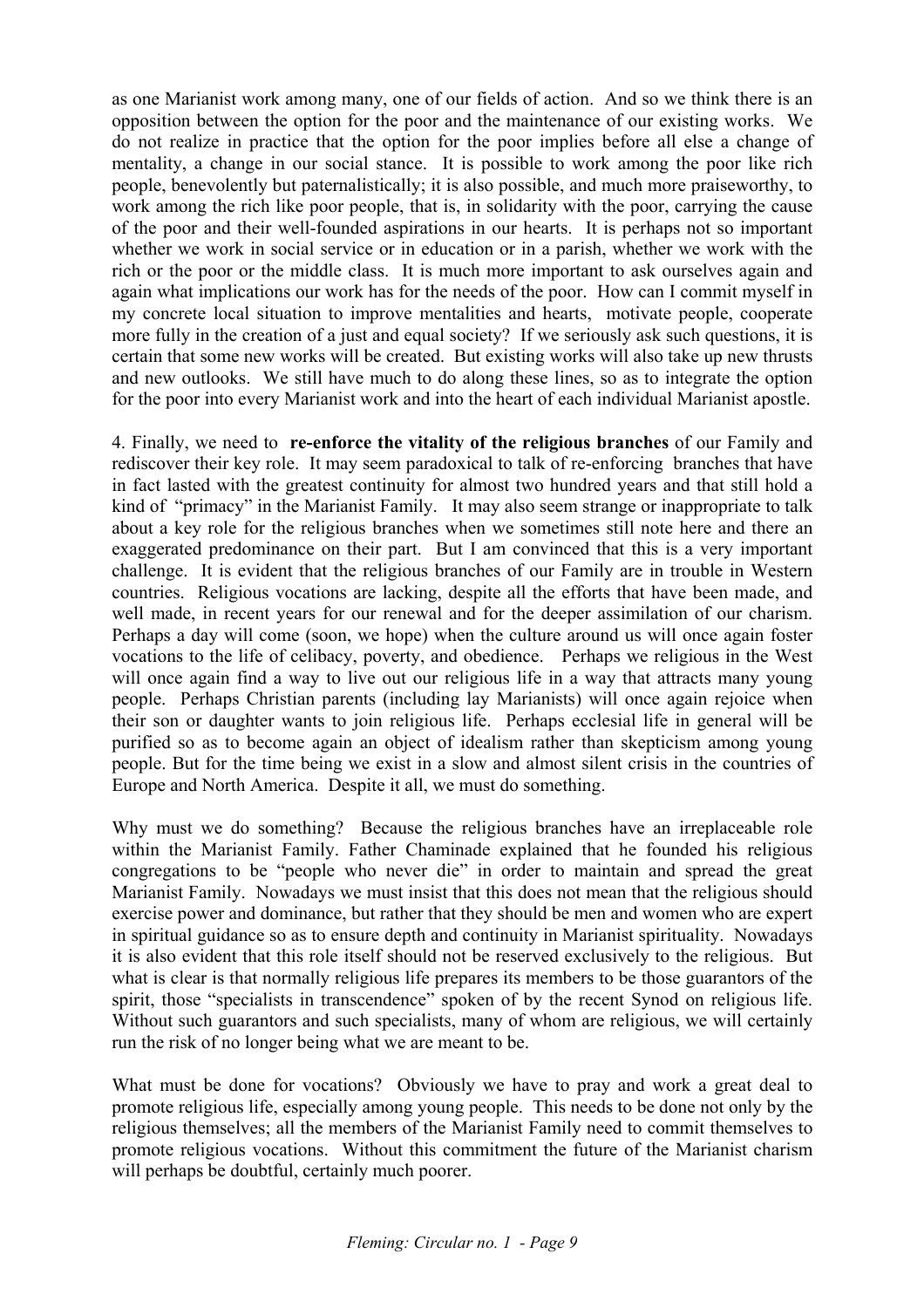as one Marianist work among many, one of our fields of action. And so we think there is an opposition between the option for the poor and the maintenance of our existing works. We do not realize in practice that the option for the poor implies before all else a change of mentality, a change in our social stance. It is possible to work among the poor like rich people, benevolently but paternalistically; it is also possible, and much more praiseworthy, to work among the rich like poor people, that is, in solidarity with the poor, carrying the cause of the poor and their well-founded aspirations in our hearts. It is perhaps not so important whether we work in social service or in education or in a parish, whether we work with the rich or the poor or the middle class. It is much more important to ask ourselves again and again what implications our work has for the needs of the poor. How can I commit myself in my concrete local situation to improve mentalities and hearts, motivate people, cooperate more fully in the creation of a just and equal society? If we seriously ask such questions, it is certain that some new works will be created. But existing works will also take up new thrusts and new outlooks. We still have much to do along these lines, so as to integrate the option for the poor into every Marianist work and into the heart of each individual Marianist apostle.

4. Finally, we need to **re-enforce the vitality of the religious branches** of our Family and rediscover their key role. It may seem paradoxical to talk of re-enforcing branches that have in fact lasted with the greatest continuity for almost two hundred years and that still hold a kind of "primacy" in the Marianist Family. It may also seem strange or inappropriate to talk about a key role for the religious branches when we sometimes still note here and there an exaggerated predominance on their part. But I am convinced that this is a very important challenge. It is evident that the religious branches of our Family are in trouble in Western countries. Religious vocations are lacking, despite all the efforts that have been made, and well made, in recent years for our renewal and for the deeper assimilation of our charism. Perhaps a day will come (soon, we hope) when the culture around us will once again foster vocations to the life of celibacy, poverty, and obedience. Perhaps we religious in the West will once again find a way to live out our religious life in a way that attracts many young people. Perhaps Christian parents (including lay Marianists) will once again rejoice when their son or daughter wants to join religious life. Perhaps ecclesial life in general will be purified so as to become again an object of idealism rather than skepticism among young people. But for the time being we exist in a slow and almost silent crisis in the countries of Europe and North America. Despite it all, we must do something.

Why must we do something? Because the religious branches have an irreplaceable role within the Marianist Family. Father Chaminade explained that he founded his religious congregations to be "people who never die" in order to maintain and spread the great Marianist Family. Nowadays we must insist that this does not mean that the religious should exercise power and dominance, but rather that they should be men and women who are expert in spiritual guidance so as to ensure depth and continuity in Marianist spirituality. Nowadays it is also evident that this role itself should not be reserved exclusively to the religious. But what is clear is that normally religious life prepares its members to be those guarantors of the spirit, those "specialists in transcendence" spoken of by the recent Synod on religious life. Without such guarantors and such specialists, many of whom are religious, we will certainly run the risk of no longer being what we are meant to be.

What must be done for vocations? Obviously we have to pray and work a great deal to promote religious life, especially among young people. This needs to be done not only by the religious themselves; all the members of the Marianist Family need to commit themselves to promote religious vocations. Without this commitment the future of the Marianist charism will perhaps be doubtful, certainly much poorer.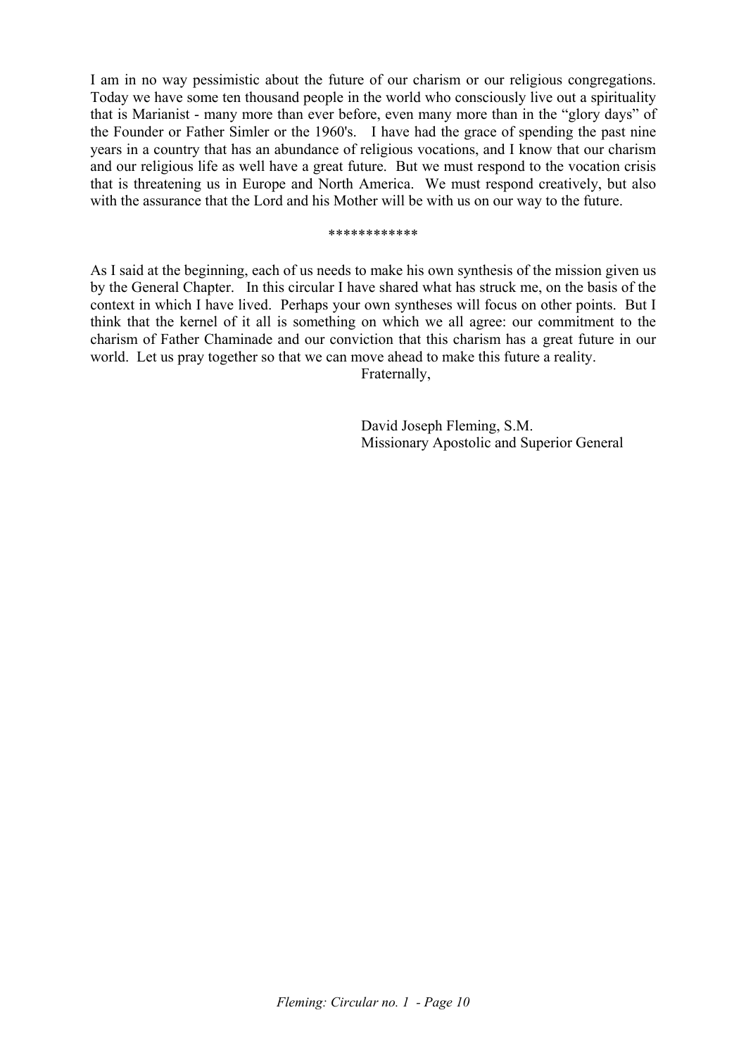I am in no way pessimistic about the future of our charism or our religious congregations. Today we have some ten thousand people in the world who consciously live out a spirituality that is Marianist - many more than ever before, even many more than in the "glory days" of the Founder or Father Simler or the 1960's. I have had the grace of spending the past nine years in a country that has an abundance of religious vocations, and I know that our charism and our religious life as well have a great future. But we must respond to the vocation crisis that is threatening us in Europe and North America. We must respond creatively, but also with the assurance that the Lord and his Mother will be with us on our way to the future.

************

As I said at the beginning, each of us needs to make his own synthesis of the mission given us by the General Chapter. In this circular I have shared what has struck me, on the basis of the context in which I have lived. Perhaps your own syntheses will focus on other points. But I think that the kernel of it all is something on which we all agree: our commitment to the charism of Father Chaminade and our conviction that this charism has a great future in our world. Let us pray together so that we can move ahead to make this future a reality.

Fraternally,

David Joseph Fleming, S.M.
Missionary Apostolic and Superior General